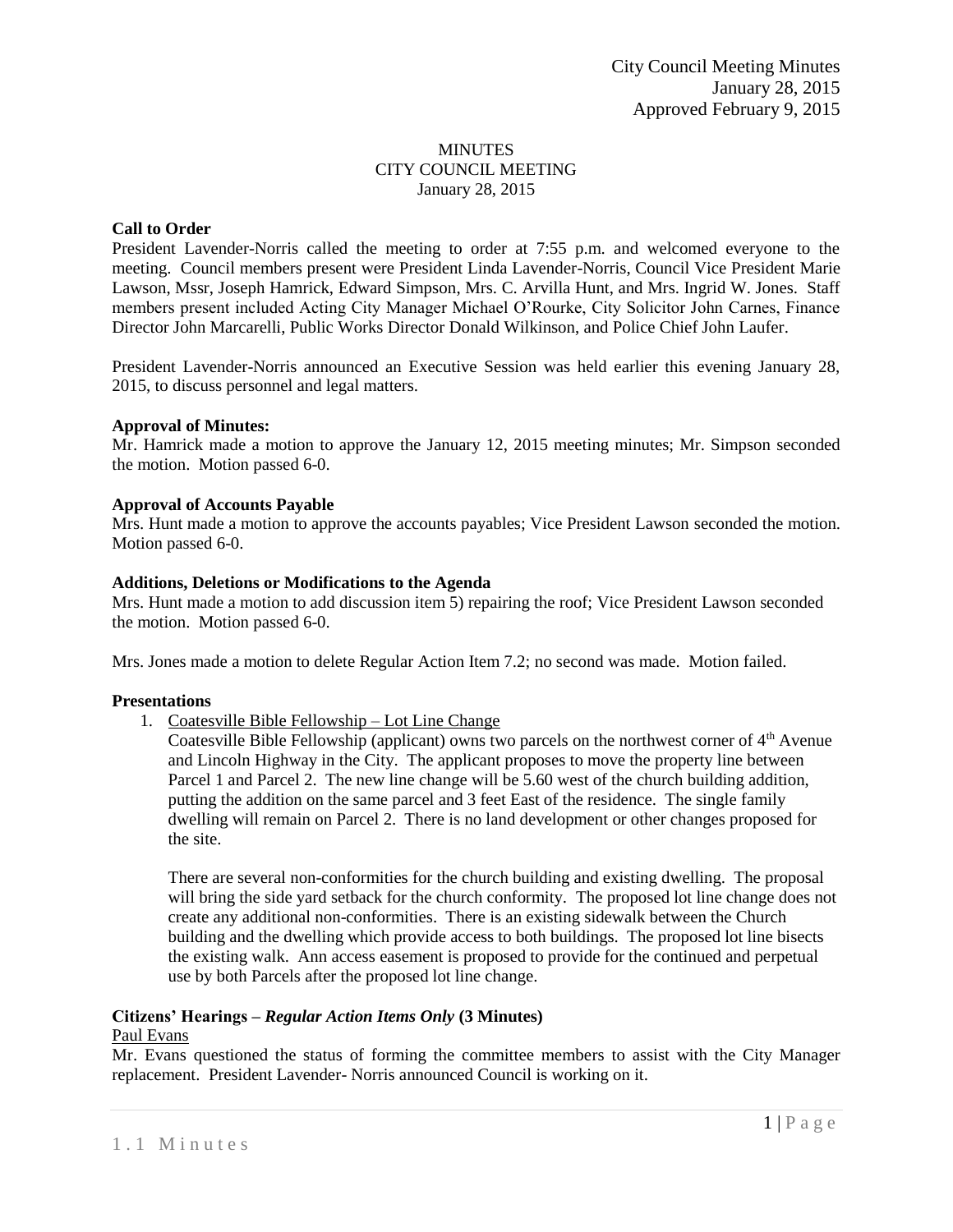City Council Meeting Minutes
January 28, 2015
Approved February 9, 2015

MINUTES
CITY COUNCIL MEETING
January 28, 2015

**Call to Order**
President Lavender-Norris called the meeting to order at 7:55 p.m. and welcomed everyone to the meeting. Council members present were President Linda Lavender-Norris, Council Vice President Marie Lawson, Mssr, Joseph Hamrick, Edward Simpson, Mrs. C. Arvilla Hunt, and Mrs. Ingrid W. Jones. Staff members present included Acting City Manager Michael O'Rourke, City Solicitor John Carnes, Finance Director John Marcarelli, Public Works Director Donald Wilkinson, and Police Chief John Laufer.

President Lavender-Norris announced an Executive Session was held earlier this evening January 28, 2015, to discuss personnel and legal matters.

**Approval of Minutes:**
Mr. Hamrick made a motion to approve the January 12, 2015 meeting minutes; Mr. Simpson seconded the motion. Motion passed 6-0.

**Approval of Accounts Payable**
Mrs. Hunt made a motion to approve the accounts payables; Vice President Lawson seconded the motion. Motion passed 6-0.

**Additions, Deletions or Modifications to the Agenda**
Mrs. Hunt made a motion to add discussion item 5) repairing the roof; Vice President Lawson seconded the motion. Motion passed 6-0.

Mrs. Jones made a motion to delete Regular Action Item 7.2; no second was made. Motion failed.

**Presentations**

1. Coatesville Bible Fellowship – Lot Line Change
   Coatesville Bible Fellowship (applicant) owns two parcels on the northwest corner of 4th Avenue and Lincoln Highway in the City. The applicant proposes to move the property line between Parcel 1 and Parcel 2. The new line change will be 5.60 west of the church building addition, putting the addition on the same parcel and 3 feet East of the residence. The single family dwelling will remain on Parcel 2. There is no land development or other changes proposed for the site.

   There are several non-conformities for the church building and existing dwelling. The proposal will bring the side yard setback for the church conformity. The proposed lot line change does not create any additional non-conformities. There is an existing sidewalk between the Church building and the dwelling which provide access to both buildings. The proposed lot line bisects the existing walk. Ann access easement is proposed to provide for the continued and perpetual use by both Parcels after the proposed lot line change.

**Citizens' Hearings –** ***Regular Action Items Only*** **(3 Minutes)**

Paul Evans
Mr. Evans questioned the status of forming the committee members to assist with the City Manager replacement. President Lavender- Norris announced Council is working on it.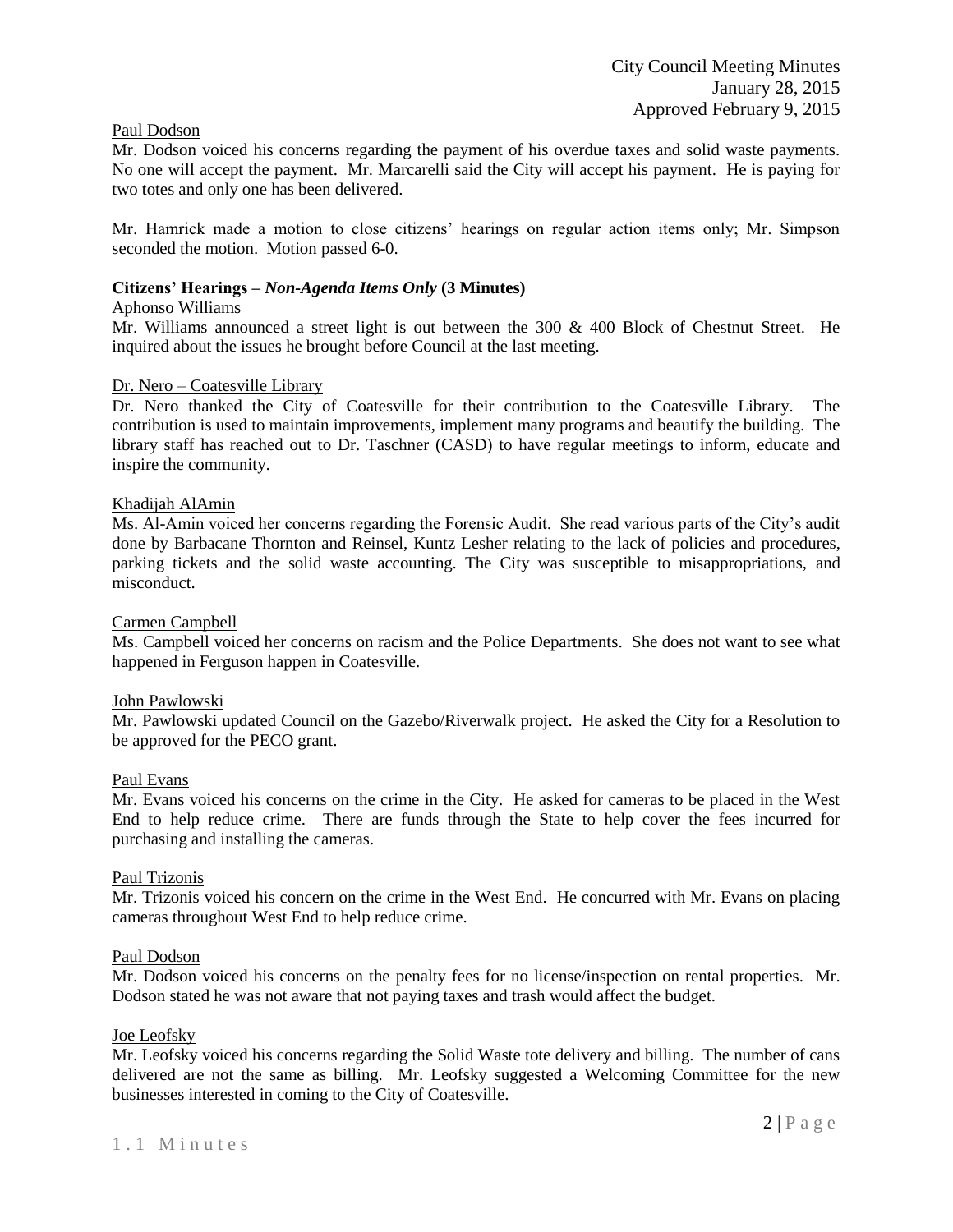Paul Dodson

Mr. Dodson voiced his concerns regarding the payment of his overdue taxes and solid waste payments. No one will accept the payment. Mr. Marcarelli said the City will accept his payment. He is paying for two totes and only one has been delivered.

Mr. Hamrick made a motion to close citizens' hearings on regular action items only; Mr. Simpson seconded the motion. Motion passed 6-0.

**Citizens' Hearings –** ***Non-Agenda Items Only*** **(3 Minutes)**

Aphonso Williams

Mr. Williams announced a street light is out between the 300 & 400 Block of Chestnut Street. He inquired about the issues he brought before Council at the last meeting.

Dr. Nero – Coatesville Library

Dr. Nero thanked the City of Coatesville for their contribution to the Coatesville Library. The contribution is used to maintain improvements, implement many programs and beautify the building. The library staff has reached out to Dr. Taschner (CASD) to have regular meetings to inform, educate and inspire the community.

Khadijah AlAmin

Ms. Al-Amin voiced her concerns regarding the Forensic Audit. She read various parts of the City's audit done by Barbacane Thornton and Reinsel, Kuntz Lesher relating to the lack of policies and procedures, parking tickets and the solid waste accounting. The City was susceptible to misappropriations, and misconduct.

Carmen Campbell

Ms. Campbell voiced her concerns on racism and the Police Departments. She does not want to see what happened in Ferguson happen in Coatesville.

John Pawlowski

Mr. Pawlowski updated Council on the Gazebo/Riverwalk project. He asked the City for a Resolution to be approved for the PECO grant.

Paul Evans

Mr. Evans voiced his concerns on the crime in the City. He asked for cameras to be placed in the West End to help reduce crime. There are funds through the State to help cover the fees incurred for purchasing and installing the cameras.

Paul Trizonis

Mr. Trizonis voiced his concern on the crime in the West End. He concurred with Mr. Evans on placing cameras throughout West End to help reduce crime.

Paul Dodson

Mr. Dodson voiced his concerns on the penalty fees for no license/inspection on rental properties. Mr. Dodson stated he was not aware that not paying taxes and trash would affect the budget.

Joe Leofsky

Mr. Leofsky voiced his concerns regarding the Solid Waste tote delivery and billing. The number of cans delivered are not the same as billing. Mr. Leofsky suggested a Welcoming Committee for the new businesses interested in coming to the City of Coatesville.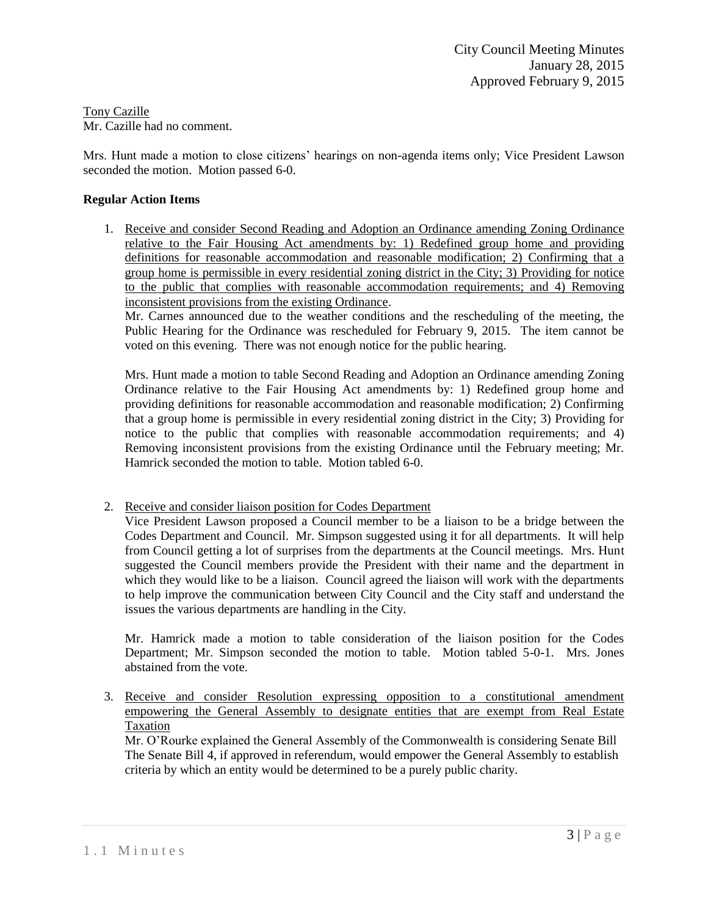Tony Cazille
Mr. Cazille had no comment.

Mrs. Hunt made a motion to close citizens' hearings on non-agenda items only; Vice President Lawson seconded the motion. Motion passed 6-0.

**Regular Action Items**

1. Receive and consider Second Reading and Adoption an Ordinance amending Zoning Ordinance relative to the Fair Housing Act amendments by: 1) Redefined group home and providing definitions for reasonable accommodation and reasonable modification; 2) Confirming that a group home is permissible in every residential zoning district in the City; 3) Providing for notice to the public that complies with reasonable accommodation requirements; and 4) Removing inconsistent provisions from the existing Ordinance.
   Mr. Carnes announced due to the weather conditions and the rescheduling of the meeting, the Public Hearing for the Ordinance was rescheduled for February 9, 2015. The item cannot be voted on this evening. There was not enough notice for the public hearing.

   Mrs. Hunt made a motion to table Second Reading and Adoption an Ordinance amending Zoning Ordinance relative to the Fair Housing Act amendments by: 1) Redefined group home and providing definitions for reasonable accommodation and reasonable modification; 2) Confirming that a group home is permissible in every residential zoning district in the City; 3) Providing for notice to the public that complies with reasonable accommodation requirements; and 4) Removing inconsistent provisions from the existing Ordinance until the February meeting; Mr. Hamrick seconded the motion to table. Motion tabled 6-0.

2. Receive and consider liaison position for Codes Department
   Vice President Lawson proposed a Council member to be a liaison to be a bridge between the Codes Department and Council. Mr. Simpson suggested using it for all departments. It will help from Council getting a lot of surprises from the departments at the Council meetings. Mrs. Hunt suggested the Council members provide the President with their name and the department in which they would like to be a liaison. Council agreed the liaison will work with the departments to help improve the communication between City Council and the City staff and understand the issues the various departments are handling in the City.

   Mr. Hamrick made a motion to table consideration of the liaison position for the Codes Department; Mr. Simpson seconded the motion to table. Motion tabled 5-0-1. Mrs. Jones abstained from the vote.

3. Receive and consider Resolution expressing opposition to a constitutional amendment empowering the General Assembly to designate entities that are exempt from Real Estate Taxation
   Mr. O'Rourke explained the General Assembly of the Commonwealth is considering Senate Bill The Senate Bill 4, if approved in referendum, would empower the General Assembly to establish criteria by which an entity would be determined to be a purely public charity.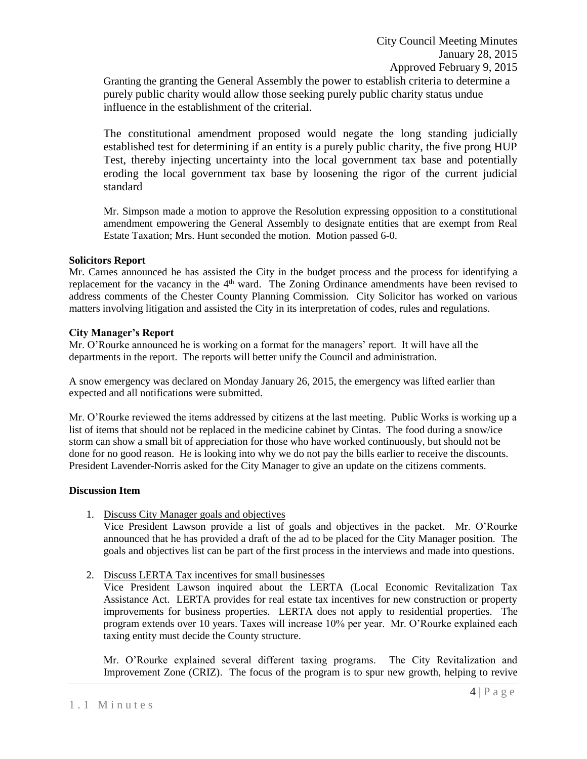Granting the granting the General Assembly the power to establish criteria to determine a purely public charity would allow those seeking purely public charity status undue influence in the establishment of the criterial.

The constitutional amendment proposed would negate the long standing judicially established test for determining if an entity is a purely public charity, the five prong HUP Test, thereby injecting uncertainty into the local government tax base and potentially eroding the local government tax base by loosening the rigor of the current judicial standard

Mr. Simpson made a motion to approve the Resolution expressing opposition to a constitutional amendment empowering the General Assembly to designate entities that are exempt from Real Estate Taxation; Mrs. Hunt seconded the motion. Motion passed 6-0.

**Solicitors Report**

Mr. Carnes announced he has assisted the City in the budget process and the process for identifying a replacement for the vacancy in the 4th ward. The Zoning Ordinance amendments have been revised to address comments of the Chester County Planning Commission. City Solicitor has worked on various matters involving litigation and assisted the City in its interpretation of codes, rules and regulations.

**City Manager's Report**

Mr. O'Rourke announced he is working on a format for the managers' report. It will have all the departments in the report. The reports will better unify the Council and administration.

A snow emergency was declared on Monday January 26, 2015, the emergency was lifted earlier than expected and all notifications were submitted.

Mr. O'Rourke reviewed the items addressed by citizens at the last meeting. Public Works is working up a list of items that should not be replaced in the medicine cabinet by Cintas. The food during a snow/ice storm can show a small bit of appreciation for those who have worked continuously, but should not be done for no good reason. He is looking into why we do not pay the bills earlier to receive the discounts. President Lavender-Norris asked for the City Manager to give an update on the citizens comments.

**Discussion Item**

1. Discuss City Manager goals and objectives

   Vice President Lawson provide a list of goals and objectives in the packet. Mr. O'Rourke announced that he has provided a draft of the ad to be placed for the City Manager position. The goals and objectives list can be part of the first process in the interviews and made into questions.

2. Discuss LERTA Tax incentives for small businesses

   Vice President Lawson inquired about the LERTA (Local Economic Revitalization Tax Assistance Act. LERTA provides for real estate tax incentives for new construction or property improvements for business properties. LERTA does not apply to residential properties. The program extends over 10 years. Taxes will increase 10% per year. Mr. O'Rourke explained each taxing entity must decide the County structure.

   Mr. O'Rourke explained several different taxing programs. The City Revitalization and Improvement Zone (CRIZ). The focus of the program is to spur new growth, helping to revive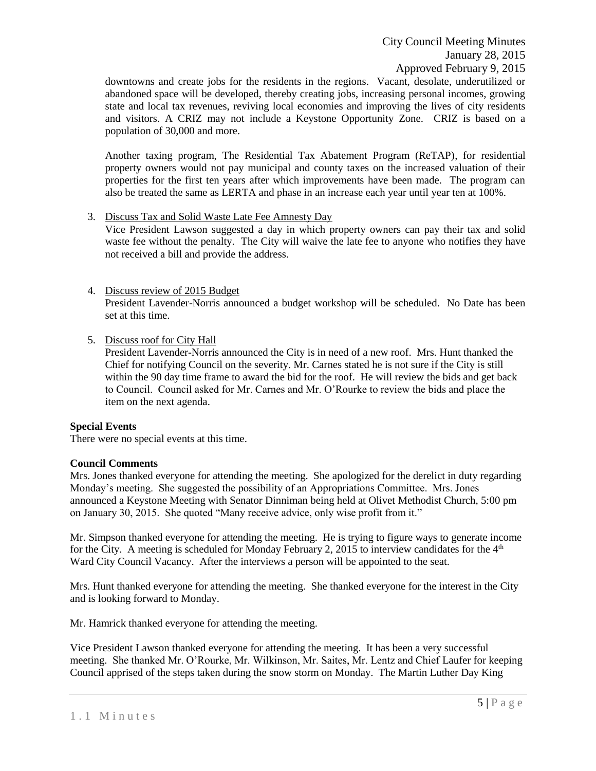downtowns and create jobs for the residents in the regions. Vacant, desolate, underutilized or abandoned space will be developed, thereby creating jobs, increasing personal incomes, growing state and local tax revenues, reviving local economies and improving the lives of city residents and visitors. A CRIZ may not include a Keystone Opportunity Zone. CRIZ is based on a population of 30,000 and more.

Another taxing program, The Residential Tax Abatement Program (ReTAP), for residential property owners would not pay municipal and county taxes on the increased valuation of their properties for the first ten years after which improvements have been made. The program can also be treated the same as LERTA and phase in an increase each year until year ten at 100%.

3. Discuss Tax and Solid Waste Late Fee Amnesty Day
   Vice President Lawson suggested a day in which property owners can pay their tax and solid waste fee without the penalty. The City will waive the late fee to anyone who notifies they have not received a bill and provide the address.

4. Discuss review of 2015 Budget
   President Lavender-Norris announced a budget workshop will be scheduled. No Date has been set at this time.

5. Discuss roof for City Hall
   President Lavender-Norris announced the City is in need of a new roof. Mrs. Hunt thanked the Chief for notifying Council on the severity. Mr. Carnes stated he is not sure if the City is still within the 90 day time frame to award the bid for the roof. He will review the bids and get back to Council. Council asked for Mr. Carnes and Mr. O'Rourke to review the bids and place the item on the next agenda.

**Special Events**

There were no special events at this time.

**Council Comments**

Mrs. Jones thanked everyone for attending the meeting. She apologized for the derelict in duty regarding Monday's meeting. She suggested the possibility of an Appropriations Committee. Mrs. Jones announced a Keystone Meeting with Senator Dinniman being held at Olivet Methodist Church, 5:00 pm on January 30, 2015. She quoted "Many receive advice, only wise profit from it."

Mr. Simpson thanked everyone for attending the meeting. He is trying to figure ways to generate income for the City. A meeting is scheduled for Monday February 2, 2015 to interview candidates for the 4th Ward City Council Vacancy. After the interviews a person will be appointed to the seat.

Mrs. Hunt thanked everyone for attending the meeting. She thanked everyone for the interest in the City and is looking forward to Monday.

Mr. Hamrick thanked everyone for attending the meeting.

Vice President Lawson thanked everyone for attending the meeting. It has been a very successful meeting. She thanked Mr. O'Rourke, Mr. Wilkinson, Mr. Saites, Mr. Lentz and Chief Laufer for keeping Council apprised of the steps taken during the snow storm on Monday. The Martin Luther Day King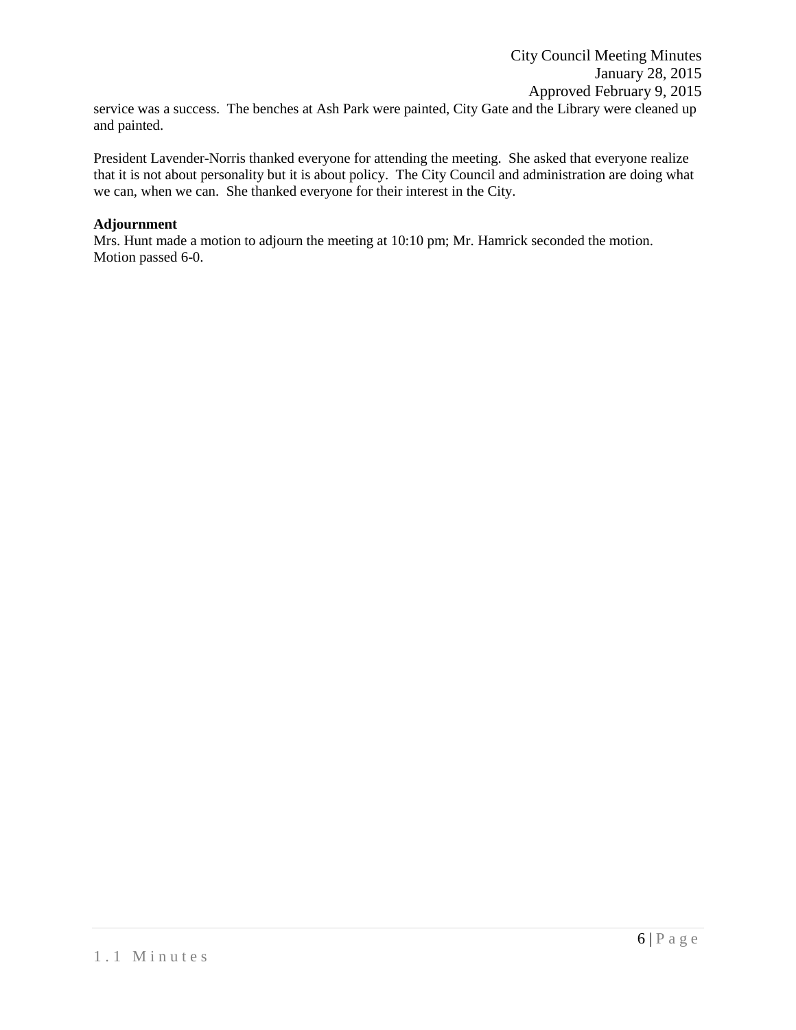service was a success. The benches at Ash Park were painted, City Gate and the Library were cleaned up and painted.

President Lavender-Norris thanked everyone for attending the meeting. She asked that everyone realize that it is not about personality but it is about policy. The City Council and administration are doing what we can, when we can. She thanked everyone for their interest in the City.

**Adjournment**

Mrs. Hunt made a motion to adjourn the meeting at 10:10 pm; Mr. Hamrick seconded the motion. Motion passed 6-0.